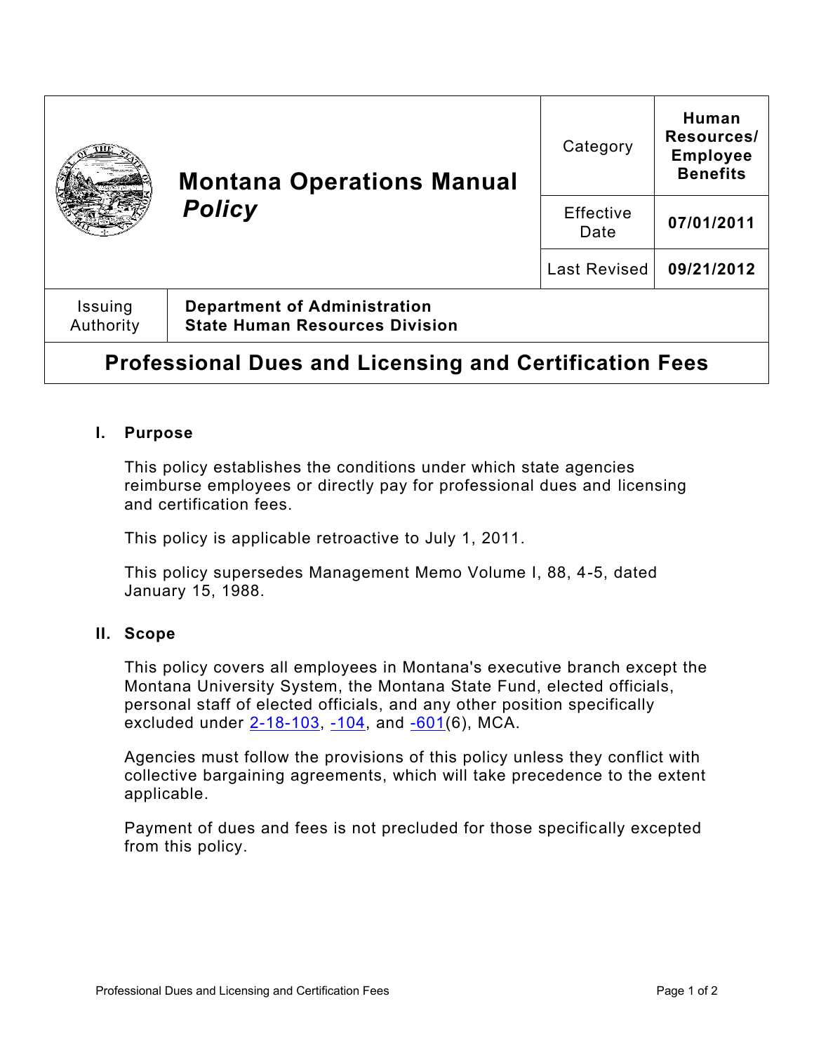| Montana Operations Manual *Policy* | Category | **Human Resources/ Employee Benefits** |
|---|---|---|
| | Effective Date | **07/01/2011** |
| | Last Revised | **09/21/2012** |

| Issuing Authority | **Department of Administration State Human Resources Division** |
|---|---|

# Professional Dues and Licensing and Certification Fees

## I. Purpose

This policy establishes the conditions under which state agencies reimburse employees or directly pay for professional dues and licensing and certification fees.

This policy is applicable retroactive to July 1, 2011.

This policy supersedes Management Memo Volume I, 88, 4-5, dated January 15, 1988.

## II. Scope

This policy covers all employees in Montana's executive branch except the Montana University System, the Montana State Fund, elected officials, personal staff of elected officials, and any other position specifically excluded under 2-18-103, -104, and -601(6), MCA.

Agencies must follow the provisions of this policy unless they conflict with collective bargaining agreements, which will take precedence to the extent applicable.

Payment of dues and fees is not precluded for those specifically excepted from this policy.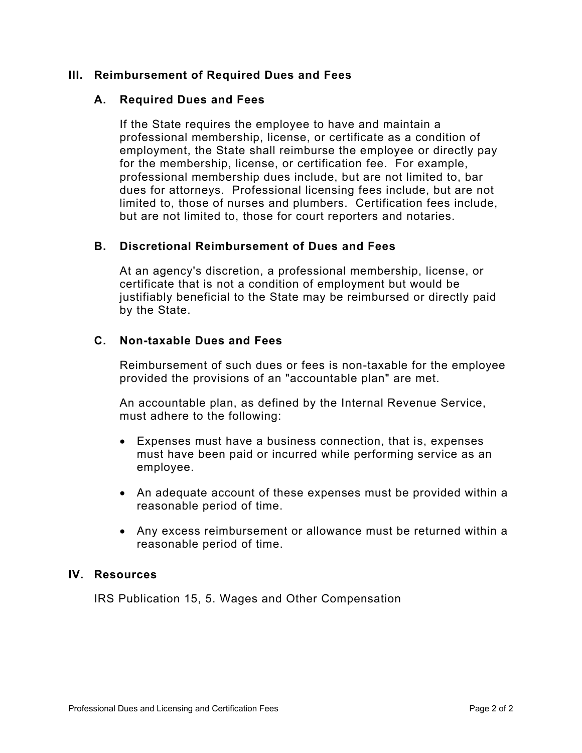## III. Reimbursement of Required Dues and Fees

### A. Required Dues and Fees

If the State requires the employee to have and maintain a professional membership, license, or certificate as a condition of employment, the State shall reimburse the employee or directly pay for the membership, license, or certification fee. For example, professional membership dues include, but are not limited to, bar dues for attorneys. Professional licensing fees include, but are not limited to, those of nurses and plumbers. Certification fees include, but are not limited to, those for court reporters and notaries.

### B. Discretional Reimbursement of Dues and Fees

At an agency's discretion, a professional membership, license, or certificate that is not a condition of employment but would be justifiably beneficial to the State may be reimbursed or directly paid by the State.

### C. Non-taxable Dues and Fees

Reimbursement of such dues or fees is non-taxable for the employee provided the provisions of an "accountable plan" are met.

An accountable plan, as defined by the Internal Revenue Service, must adhere to the following:

- Expenses must have a business connection, that is, expenses must have been paid or incurred while performing service as an employee.
- An adequate account of these expenses must be provided within a reasonable period of time.
- Any excess reimbursement or allowance must be returned within a reasonable period of time.

## IV. Resources

IRS Publication 15, 5. Wages and Other Compensation